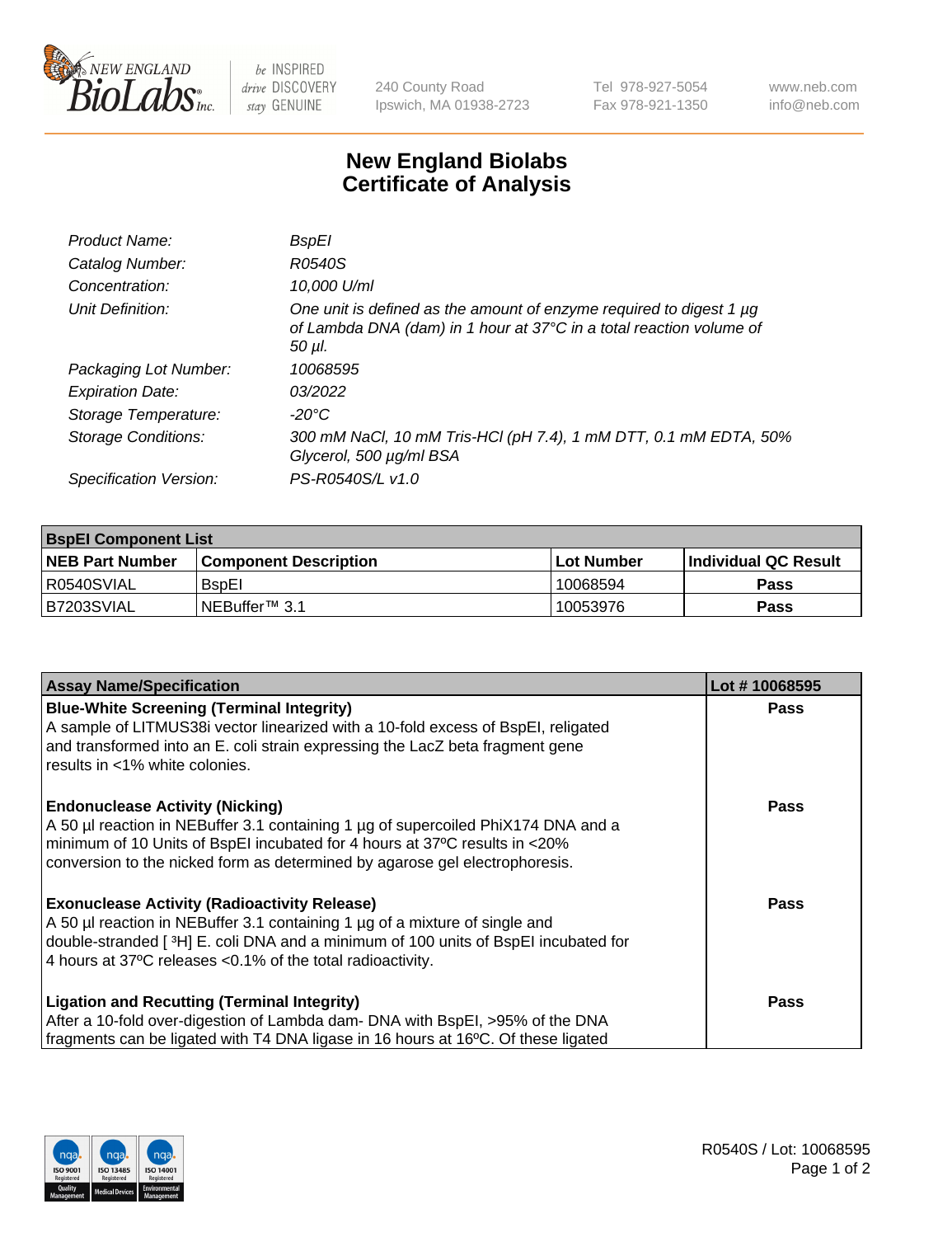240 County Road
Ipswich, MA 01938-2723

Tel 978-927-5054
Fax 978-921-1350

www.neb.com
info@neb.com

# New England Biolabs
# Certificate of Analysis

| | |
|---|---|
| *Product Name:* | *BspEI* |
| *Catalog Number:* | *R0540S* |
| *Concentration:* | *10,000 U/ml* |
| *Unit Definition:* | *One unit is defined as the amount of enzyme required to digest 1 µg of Lambda DNA (dam) in 1 hour at 37°C in a total reaction volume of 50 µl.* |
| *Packaging Lot Number:* | *10068595* |
| *Expiration Date:* | *03/2022* |
| *Storage Temperature:* | *-20°C* |
| *Storage Conditions:* | *300 mM NaCl, 10 mM Tris-HCl (pH 7.4), 1 mM DTT, 0.1 mM EDTA, 50% Glycerol, 500 µg/ml BSA* |
| *Specification Version:* | *PS-R0540S/L v1.0* |

| **BspEI Component List** | | | |
|---|---|---|---|
| **NEB Part Number** | **Component Description** | **Lot Number** | **Individual QC Result** |
| R0540SVIAL | BspEI | 10068594 | **Pass** |
| B7203SVIAL | NEBuffer™ 3.1 | 10053976 | **Pass** |

| **Assay Name/Specification** | **Lot # 10068595** |
|---|---|
| **Blue-White Screening (Terminal Integrity)**<br>A sample of LITMUS38i vector linearized with a 10-fold excess of BspEI, religated and transformed into an E. coli strain expressing the LacZ beta fragment gene results in <1% white colonies. | **Pass** |
| **Endonuclease Activity (Nicking)**<br>A 50 µl reaction in NEBuffer 3.1 containing 1 µg of supercoiled PhiX174 DNA and a minimum of 10 Units of BspEI incubated for 4 hours at 37ºC results in <20% conversion to the nicked form as determined by agarose gel electrophoresis. | **Pass** |
| **Exonuclease Activity (Radioactivity Release)**<br>A 50 µl reaction in NEBuffer 3.1 containing 1 µg of a mixture of single and double-stranded [ $^{3}$H] E. coli DNA and a minimum of 100 units of BspEI incubated for 4 hours at 37ºC releases <0.1% of the total radioactivity. | **Pass** |
| **Ligation and Recutting (Terminal Integrity)**<br>After a 10-fold over-digestion of Lambda dam- DNA with BspEI, >95% of the DNA fragments can be ligated with T4 DNA ligase in 16 hours at 16ºC. Of these ligated | **Pass** |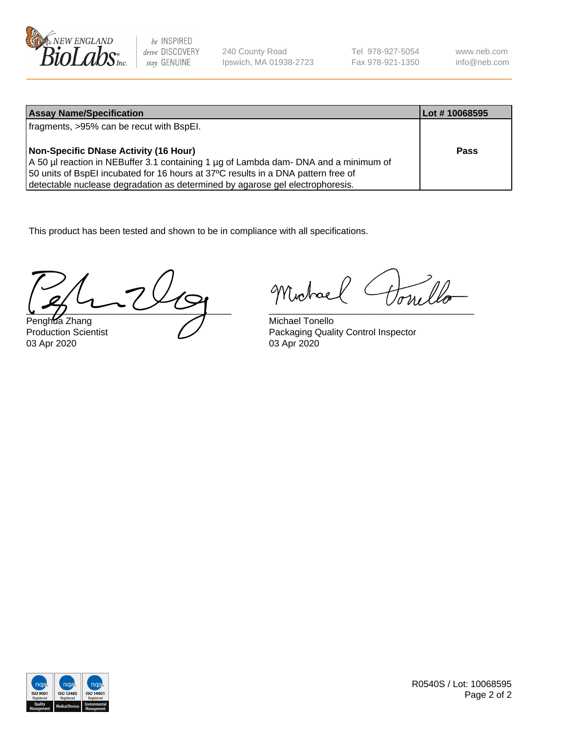| Assay Name/Specification | Lot # 10068595 |
|---|---|
| fragments, >95% can be recut with BspEI. | |
| **Non-Specific DNase Activity (16 Hour)**<br>A 50 µl reaction in NEBuffer 3.1 containing 1 µg of Lambda dam- DNA and a minimum of 50 units of BspEI incubated for 16 hours at 37ºC results in a DNA pattern free of detectable nuclease degradation as determined by agarose gel electrophoresis. | **Pass** |

This product has been tested and shown to be in compliance with all specifications.

Penghua Zhang
Production Scientist
03 Apr 2020

Michael Tonello
Packaging Quality Control Inspector
03 Apr 2020

R0540S / Lot: 10068595